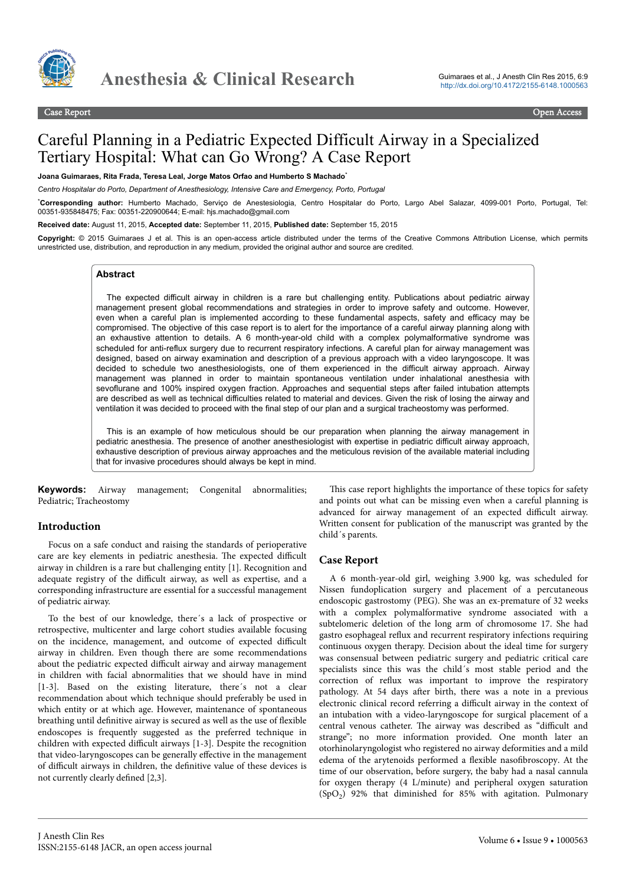# Careful Planning in a Pediatric Expected Difficult Airway in a Specialized Tertiary Hospital: What can Go Wrong? A Case Report

**Joana Guimaraes, Rita Frada, Teresa Leal, Jorge Matos Orfao and Humberto S Machado***

*Centro Hospitalar do Porto, Department of Anesthesiology, Intensive Care and Emergency, Porto, Portugal*

***Corresponding author:** Humberto Machado, Serviço de Anestesiologia, Centro Hospitalar do Porto, Largo Abel Salazar, 4099-001 Porto, Portugal, Tel: 00351-935848475; Fax: 00351-220900644; E-mail: hjs.machado@gmail.com

**Received date:** August 11, 2015, **Accepted date:** September 11, 2015, **Published date:** September 15, 2015

**Copyright:** © 2015 Guimaraes J et al. This is an open-access article distributed under the terms of the Creative Commons Attribution License, which permits unrestricted use, distribution, and reproduction in any medium, provided the original author and source are credited.

## Abstract

The expected difficult airway in children is a rare but challenging entity. Publications about pediatric airway management present global recommendations and strategies in order to improve safety and outcome. However, even when a careful plan is implemented according to these fundamental aspects, safety and efficacy may be compromised. The objective of this case report is to alert for the importance of a careful airway planning along with an exhaustive attention to details. A 6 month-year-old child with a complex polymalformative syndrome was scheduled for anti-reflux surgery due to recurrent respiratory infections. A careful plan for airway management was designed, based on airway examination and description of a previous approach with a video laryngoscope. It was decided to schedule two anesthesiologists, one of them experienced in the difficult airway approach. Airway management was planned in order to maintain spontaneous ventilation under inhalational anesthesia with sevoflurane and 100% inspired oxygen fraction. Approaches and sequential steps after failed intubation attempts are described as well as technical difficulties related to material and devices. Given the risk of losing the airway and ventilation it was decided to proceed with the final step of our plan and a surgical tracheostomy was performed.

This is an example of how meticulous should be our preparation when planning the airway management in pediatric anesthesia. The presence of another anesthesiologist with expertise in pediatric difficult airway approach, exhaustive description of previous airway approaches and the meticulous revision of the available material including that for invasive procedures should always be kept in mind.

**Keywords:** Airway management; Congenital abnormalities; Pediatric; Tracheostomy

## Introduction

Focus on a safe conduct and raising the standards of perioperative care are key elements in pediatric anesthesia. The expected difficult airway in children is a rare but challenging entity [1]. Recognition and adequate registry of the difficult airway, as well as expertise, and a corresponding infrastructure are essential for a successful management of pediatric airway.

To the best of our knowledge, there´s a lack of prospective or retrospective, multicenter and large cohort studies available focusing on the incidence, management, and outcome of expected difficult airway in children. Even though there are some recommendations about the pediatric expected difficult airway and airway management in children with facial abnormalities that we should have in mind [1-3]. Based on the existing literature, there´s not a clear recommendation about which technique should preferably be used in which entity or at which age. However, maintenance of spontaneous breathing until definitive airway is secured as well as the use of flexible endoscopes is frequently suggested as the preferred technique in children with expected difficult airways [1-3]. Despite the recognition that video-laryngoscopes can be generally effective in the management of difficult airways in children, the definitive value of these devices is not currently clearly defined [2,3].

This case report highlights the importance of these topics for safety and points out what can be missing even when a careful planning is advanced for airway management of an expected difficult airway. Written consent for publication of the manuscript was granted by the child´s parents.

## Case Report

A 6 month-year-old girl, weighing 3.900 kg, was scheduled for Nissen fundoplication surgery and placement of a percutaneous endoscopic gastrostomy (PEG). She was an ex-premature of 32 weeks with a complex polymalformative syndrome associated with a subtelomeric deletion of the long arm of chromosome 17. She had gastro esophageal reflux and recurrent respiratory infections requiring continuous oxygen therapy. Decision about the ideal time for surgery was consensual between pediatric surgery and pediatric critical care specialists since this was the child´s most stable period and the correction of reflux was important to improve the respiratory pathology. At 54 days after birth, there was a note in a previous electronic clinical record referring a difficult airway in the context of an intubation with a video-laryngoscope for surgical placement of a central venous catheter. The airway was described as "difficult and strange"; no more information provided. One month later an otorhinolaryngologist who registered no airway deformities and a mild edema of the arytenoids performed a flexible nasofibroscopy. At the time of our observation, before surgery, the baby had a nasal cannula for oxygen therapy (4 L/minute) and peripheral oxygen saturation ($SpO_2$) 92% that diminished for 85% with agitation. Pulmonary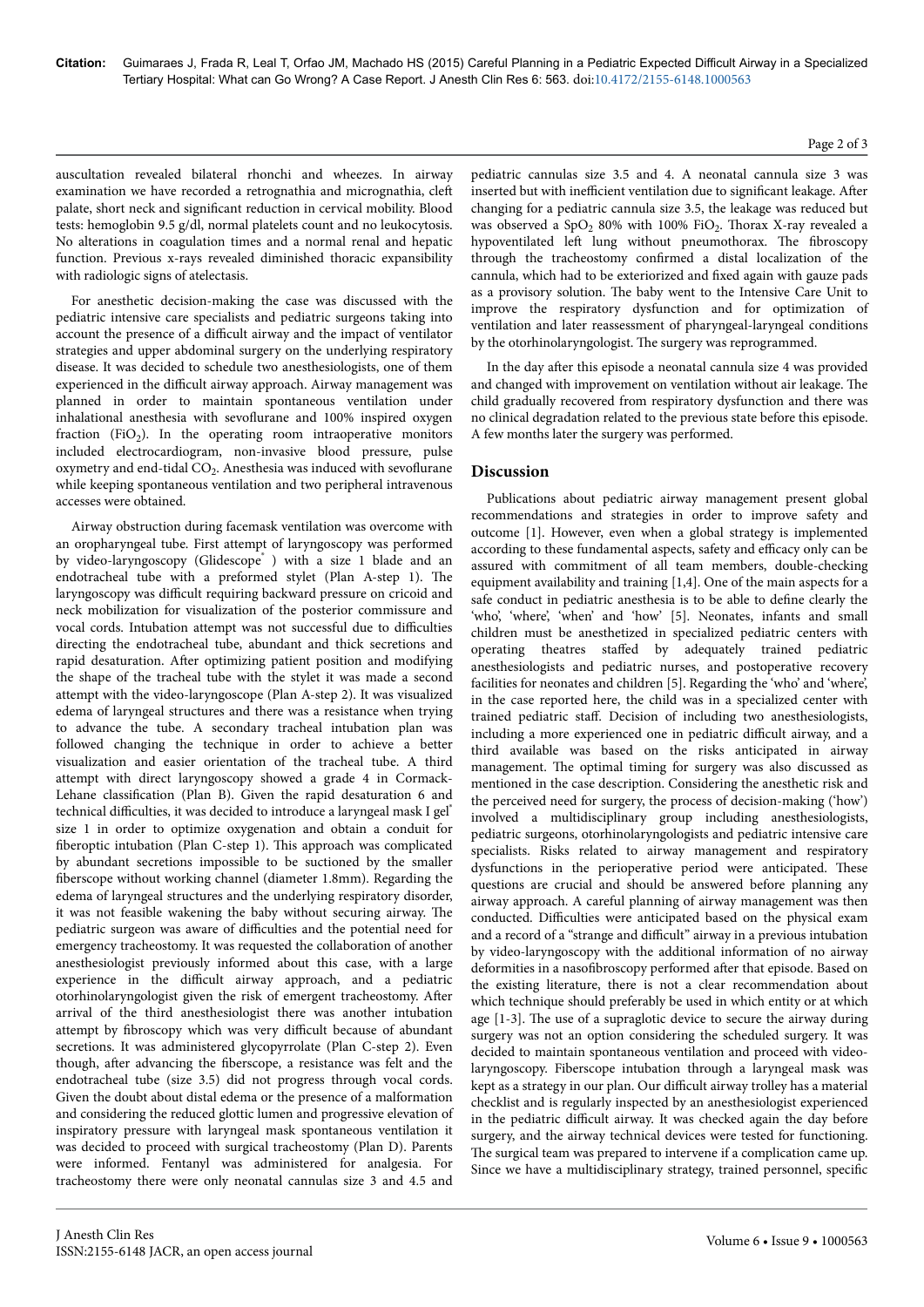auscultation revealed bilateral rhonchi and wheezes. In airway examination we have recorded a retrognathia and micrognathia, cleft palate, short neck and significant reduction in cervical mobility. Blood tests: hemoglobin 9.5 g/dl, normal platelets count and no leukocytosis. No alterations in coagulation times and a normal renal and hepatic function. Previous x-rays revealed diminished thoracic expansibility with radiologic signs of atelectasis.

For anesthetic decision-making the case was discussed with the pediatric intensive care specialists and pediatric surgeons taking into account the presence of a difficult airway and the impact of ventilator strategies and upper abdominal surgery on the underlying respiratory disease. It was decided to schedule two anesthesiologists, one of them experienced in the difficult airway approach. Airway management was planned in order to maintain spontaneous ventilation under inhalational anesthesia with sevoflurane and 100% inspired oxygen fraction ($FiO_2$). In the operating room intraoperative monitors included electrocardiogram, non-invasive blood pressure, pulse oxymetry and end-tidal $CO_2$. Anesthesia was induced with sevoflurane while keeping spontaneous ventilation and two peripheral intravenous accesses were obtained.

Airway obstruction during facemask ventilation was overcome with an oropharyngeal tube. First attempt of laryngoscopy was performed by video-laryngoscopy (Glidescope®) with a size 1 blade and an endotracheal tube with a preformed stylet (Plan A-step 1). The laryngoscopy was difficult requiring backward pressure on cricoid and neck mobilization for visualization of the posterior commissure and vocal cords. Intubation attempt was not successful due to difficulties directing the endotracheal tube, abundant and thick secretions and rapid desaturation. After optimizing patient position and modifying the shape of the tracheal tube with the stylet it was made a second attempt with the video-laryngoscope (Plan A-step 2). It was visualized edema of laryngeal structures and there was a resistance when trying to advance the tube. A secondary tracheal intubation plan was followed changing the technique in order to achieve a better visualization and easier orientation of the tracheal tube. A third attempt with direct laryngoscopy showed a grade 4 in Cormack-Lehane classification (Plan B). Given the rapid desaturation 6 and technical difficulties, it was decided to introduce a laryngeal mask I gel® size 1 in order to optimize oxygenation and obtain a conduit for fiberoptic intubation (Plan C-step 1). This approach was complicated by abundant secretions impossible to be suctioned by the smaller fiberscope without working channel (diameter 1.8mm). Regarding the edema of laryngeal structures and the underlying respiratory disorder, it was not feasible wakening the baby without securing airway. The pediatric surgeon was aware of difficulties and the potential need for emergency tracheostomy. It was requested the collaboration of another anesthesiologist previously informed about this case, with a large experience in the difficult airway approach, and a pediatric otorhinolaryngologist given the risk of emergent tracheostomy. After arrival of the third anesthesiologist there was another intubation attempt by fibroscopy which was very difficult because of abundant secretions. It was administered glycopyrrolate (Plan C-step 2). Even though, after advancing the fiberscope, a resistance was felt and the endotracheal tube (size 3.5) did not progress through vocal cords. Given the doubt about distal edema or the presence of a malformation and considering the reduced glottic lumen and progressive elevation of inspiratory pressure with laryngeal mask spontaneous ventilation it was decided to proceed with surgical tracheostomy (Plan D). Parents were informed. Fentanyl was administered for analgesia. For tracheostomy there were only neonatal cannulas size 3 and 4.5 and pediatric cannulas size 3.5 and 4. A neonatal cannula size 3 was inserted but with inefficient ventilation due to significant leakage. After changing for a pediatric cannula size 3.5, the leakage was reduced but was observed a $SpO_2$ 80% with 100% $FiO_2$. Thorax X-ray revealed a hypoventilated left lung without pneumothorax. The fibroscopy through the tracheostomy confirmed a distal localization of the cannula, which had to be exteriorized and fixed again with gauze pads as a provisory solution. The baby went to the Intensive Care Unit to improve the respiratory dysfunction and for optimization of ventilation and later reassessment of pharyngeal-laryngeal conditions by the otorhinolaryngologist. The surgery was reprogrammed.

In the day after this episode a neonatal cannula size 4 was provided and changed with improvement on ventilation without air leakage. The child gradually recovered from respiratory dysfunction and there was no clinical degradation related to the previous state before this episode. A few months later the surgery was performed.

## Discussion

Publications about pediatric airway management present global recommendations and strategies in order to improve safety and outcome [1]. However, even when a global strategy is implemented according to these fundamental aspects, safety and efficacy only can be assured with commitment of all team members, double-checking equipment availability and training [1,4]. One of the main aspects for a safe conduct in pediatric anesthesia is to be able to define clearly the 'who', 'where', 'when' and 'how' [5]. Neonates, infants and small children must be anesthetized in specialized pediatric centers with operating theatres staffed by adequately trained pediatric anesthesiologists and pediatric nurses, and postoperative recovery facilities for neonates and children [5]. Regarding the 'who' and 'where', in the case reported here, the child was in a specialized center with trained pediatric staff. Decision of including two anesthesiologists, including a more experienced one in pediatric difficult airway, and a third available was based on the risks anticipated in airway management. The optimal timing for surgery was also discussed as mentioned in the case description. Considering the anesthetic risk and the perceived need for surgery, the process of decision-making ('how') involved a multidisciplinary group including anesthesiologists, pediatric surgeons, otorhinolaryngologists and pediatric intensive care specialists. Risks related to airway management and respiratory dysfunctions in the perioperative period were anticipated. These questions are crucial and should be answered before planning any airway approach. A careful planning of airway management was then conducted. Difficulties were anticipated based on the physical exam and a record of a "strange and difficult" airway in a previous intubation by video-laryngoscopy with the additional information of no airway deformities in a nasofibroscopy performed after that episode. Based on the existing literature, there is not a clear recommendation about which technique should preferably be used in which entity or at which age [1-3]. The use of a supraglotic device to secure the airway during surgery was not an option considering the scheduled surgery. It was decided to maintain spontaneous ventilation and proceed with video-laryngoscopy. Fiberscope intubation through a laryngeal mask was kept as a strategy in our plan. Our difficult airway trolley has a material checklist and is regularly inspected by an anesthesiologist experienced in the pediatric difficult airway. It was checked again the day before surgery, and the airway technical devices were tested for functioning. The surgical team was prepared to intervene if a complication came up. Since we have a multidisciplinary strategy, trained personnel, specific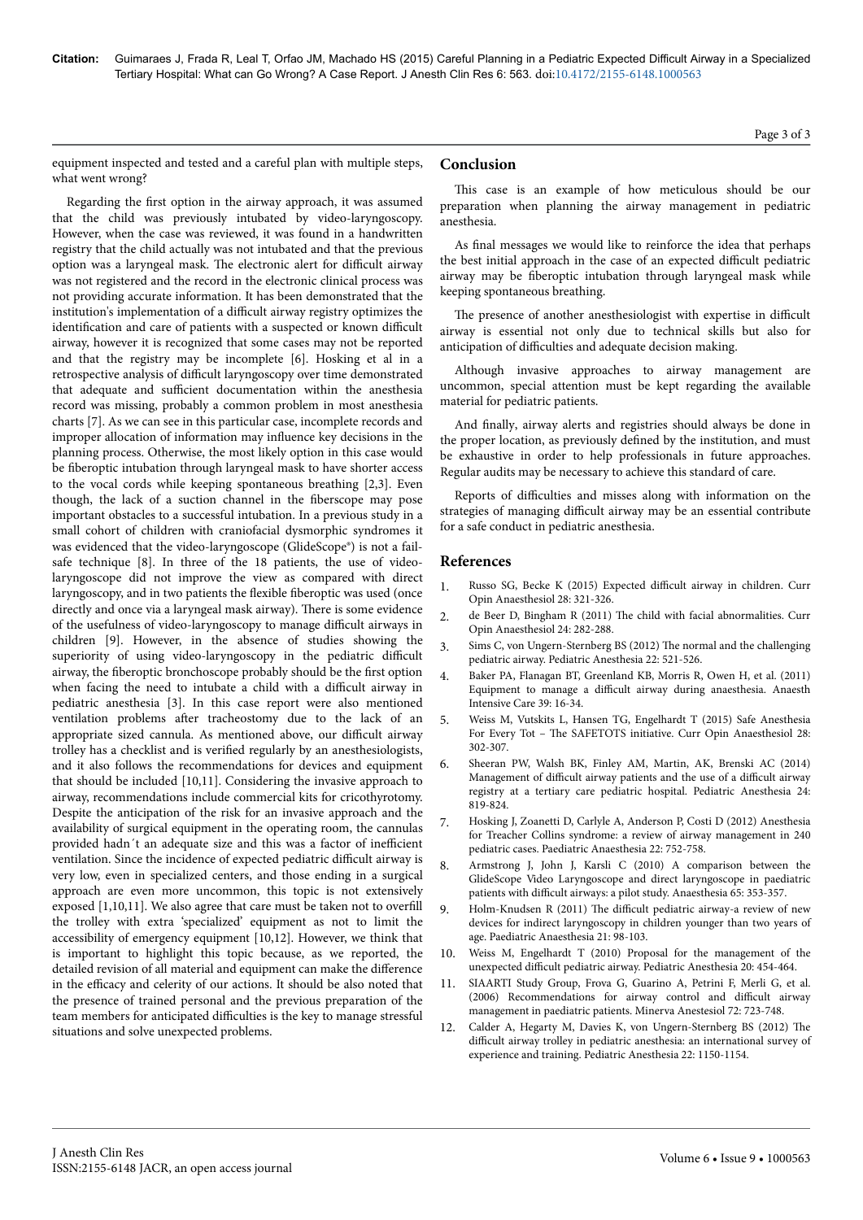equipment inspected and tested and a careful plan with multiple steps, what went wrong?

Regarding the first option in the airway approach, it was assumed that the child was previously intubated by video-laryngoscopy. However, when the case was reviewed, it was found in a handwritten registry that the child actually was not intubated and that the previous option was a laryngeal mask. The electronic alert for difficult airway was not registered and the record in the electronic clinical process was not providing accurate information. It has been demonstrated that the institution's implementation of a difficult airway registry optimizes the identification and care of patients with a suspected or known difficult airway, however it is recognized that some cases may not be reported and that the registry may be incomplete [6]. Hosking et al in a retrospective analysis of difficult laryngoscopy over time demonstrated that adequate and sufficient documentation within the anesthesia record was missing, probably a common problem in most anesthesia charts [7]. As we can see in this particular case, incomplete records and improper allocation of information may influence key decisions in the planning process. Otherwise, the most likely option in this case would be fiberoptic intubation through laryngeal mask to have shorter access to the vocal cords while keeping spontaneous breathing [2,3]. Even though, the lack of a suction channel in the fiberscope may pose important obstacles to a successful intubation. In a previous study in a small cohort of children with craniofacial dysmorphic syndromes it was evidenced that the video-laryngoscope (GlideScope®) is not a fail-safe technique [8]. In three of the 18 patients, the use of video-laryngoscope did not improve the view as compared with direct laryngoscopy, and in two patients the flexible fiberoptic was used (once directly and once via a laryngeal mask airway). There is some evidence of the usefulness of video-laryngoscopy to manage difficult airways in children [9]. However, in the absence of studies showing the superiority of using video-laryngoscopy in the pediatric difficult airway, the fiberoptic bronchoscope probably should be the first option when facing the need to intubate a child with a difficult airway in pediatric anesthesia [3]. In this case report were also mentioned ventilation problems after tracheostomy due to the lack of an appropriate sized cannula. As mentioned above, our difficult airway trolley has a checklist and is verified regularly by an anesthesiologists, and it also follows the recommendations for devices and equipment that should be included [10,11]. Considering the invasive approach to airway, recommendations include commercial kits for cricothyrotomy. Despite the anticipation of the risk for an invasive approach and the availability of surgical equipment in the operating room, the cannulas provided hadn´t an adequate size and this was a factor of inefficient ventilation. Since the incidence of expected pediatric difficult airway is very low, even in specialized centers, and those ending in a surgical approach are even more uncommon, this topic is not extensively exposed [1,10,11]. We also agree that care must be taken not to overfill the trolley with extra 'specialized' equipment as not to limit the accessibility of emergency equipment [10,12]. However, we think that is important to highlight this topic because, as we reported, the detailed revision of all material and equipment can make the difference in the efficacy and celerity of our actions. It should be also noted that the presence of trained personal and the previous preparation of the team members for anticipated difficulties is the key to manage stressful situations and solve unexpected problems.

## Conclusion

This case is an example of how meticulous should be our preparation when planning the airway management in pediatric anesthesia.

As final messages we would like to reinforce the idea that perhaps the best initial approach in the case of an expected difficult pediatric airway may be fiberoptic intubation through laryngeal mask while keeping spontaneous breathing.

The presence of another anesthesiologist with expertise in difficult airway is essential not only due to technical skills but also for anticipation of difficulties and adequate decision making.

Although invasive approaches to airway management are uncommon, special attention must be kept regarding the available material for pediatric patients.

And finally, airway alerts and registries should always be done in the proper location, as previously defined by the institution, and must be exhaustive in order to help professionals in future approaches. Regular audits may be necessary to achieve this standard of care.

Reports of difficulties and misses along with information on the strategies of managing difficult airway may be an essential contribute for a safe conduct in pediatric anesthesia.

## References

1. Russo SG, Becke K (2015) Expected difficult airway in children. Curr Opin Anaesthesiol 28: 321-326.
2. de Beer D, Bingham R (2011) The child with facial abnormalities. Curr Opin Anaesthesiol 24: 282-288.
3. Sims C, von Ungern-Sternberg BS (2012) The normal and the challenging pediatric airway. Pediatric Anesthesia 22: 521-526.
4. Baker PA, Flanagan BT, Greenland KB, Morris R, Owen H, et al. (2011) Equipment to manage a difficult airway during anaesthesia. Anaesth Intensive Care 39: 16-34.
5. Weiss M, Vutskits L, Hansen TG, Engelhardt T (2015) Safe Anesthesia For Every Tot – The SAFETOTS initiative. Curr Opin Anaesthesiol 28: 302-307.
6. Sheeran PW, Walsh BK, Finley AM, Martin, AK, Brenski AC (2014) Management of difficult airway patients and the use of a difficult airway registry at a tertiary care pediatric hospital. Pediatric Anesthesia 24: 819-824.
7. Hosking J, Zoanetti D, Carlyle A, Anderson P, Costi D (2012) Anesthesia for Treacher Collins syndrome: a review of airway management in 240 pediatric cases. Paediatric Anaesthesia 22: 752-758.
8. Armstrong J, John J, Karsli C (2010) A comparison between the GlideScope Video Laryngoscope and direct laryngoscope in paediatric patients with difficult airways: a pilot study. Anaesthesia 65: 353-357.
9. Holm-Knudsen R (2011) The difficult pediatric airway-a review of new devices for indirect laryngoscopy in children younger than two years of age. Paediatric Anaesthesia 21: 98-103.
10. Weiss M, Engelhardt T (2010) Proposal for the management of the unexpected difficult pediatric airway. Pediatric Anesthesia 20: 454-464.
11. SIAARTI Study Group, Frova G, Guarino A, Petrini F, Merli G, et al. (2006) Recommendations for airway control and difficult airway management in paediatric patients. Minerva Anestesiol 72: 723-748.
12. Calder A, Hegarty M, Davies K, von Ungern-Sternberg BS (2012) The difficult airway trolley in pediatric anesthesia: an international survey of experience and training. Pediatric Anesthesia 22: 1150-1154.